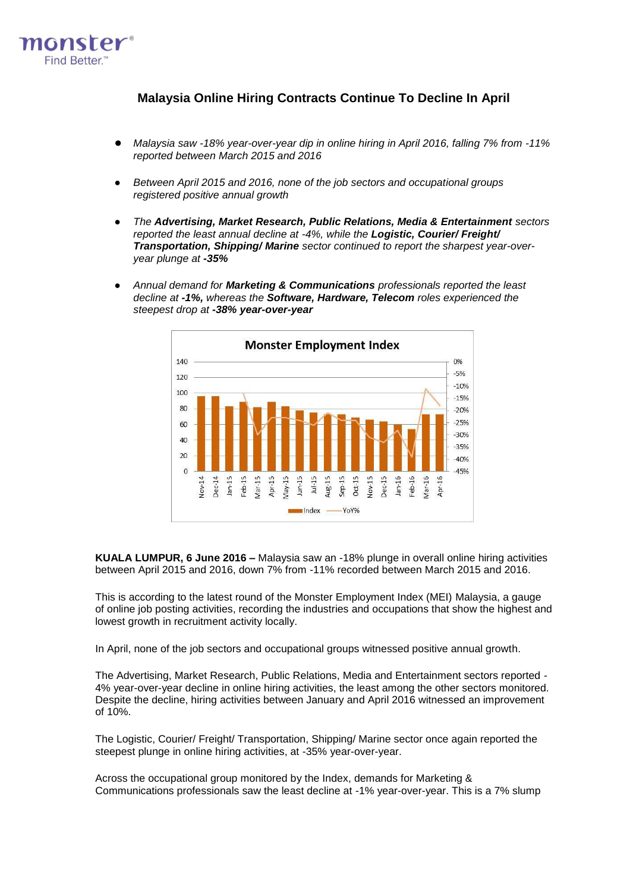# Malaysia Online Hiring Contracts Continue To Decline In April

- *Malaysia saw -18% year-over-year dip in online hiring in April 2016, falling 7% from -11% reported between March 2015 and 2016*
- *Between April 2015 and 2016, none of the job sectors and occupational groups registered positive annual growth*
- *The **Advertising, Market Research, Public Relations, Media & Entertainment** sectors reported the least annual decline at -4%, while the **Logistic, Courier/ Freight/ Transportation, Shipping/ Marine** sector continued to report the sharpest year-over-year plunge at **-35%***
- *Annual demand for **Marketing & Communications** professionals reported the least decline at **-1%,** whereas the **Software, Hardware, Telecom** roles experienced the steepest drop at **-38% year-over-year***

**KUALA LUMPUR, 6 June 2016 –** Malaysia saw an -18% plunge in overall online hiring activities between April 2015 and 2016, down 7% from -11% recorded between March 2015 and 2016.

This is according to the latest round of the Monster Employment Index (MEI) Malaysia, a gauge of online job posting activities, recording the industries and occupations that show the highest and lowest growth in recruitment activity locally.

In April, none of the job sectors and occupational groups witnessed positive annual growth.

The Advertising, Market Research, Public Relations, Media and Entertainment sectors reported -4% year-over-year decline in online hiring activities, the least among the other sectors monitored. Despite the decline, hiring activities between January and April 2016 witnessed an improvement of 10%.

The Logistic, Courier/ Freight/ Transportation, Shipping/ Marine sector once again reported the steepest plunge in online hiring activities, at -35% year-over-year.

Across the occupational group monitored by the Index, demands for Marketing & Communications professionals saw the least decline at -1% year-over-year. This is a 7% slump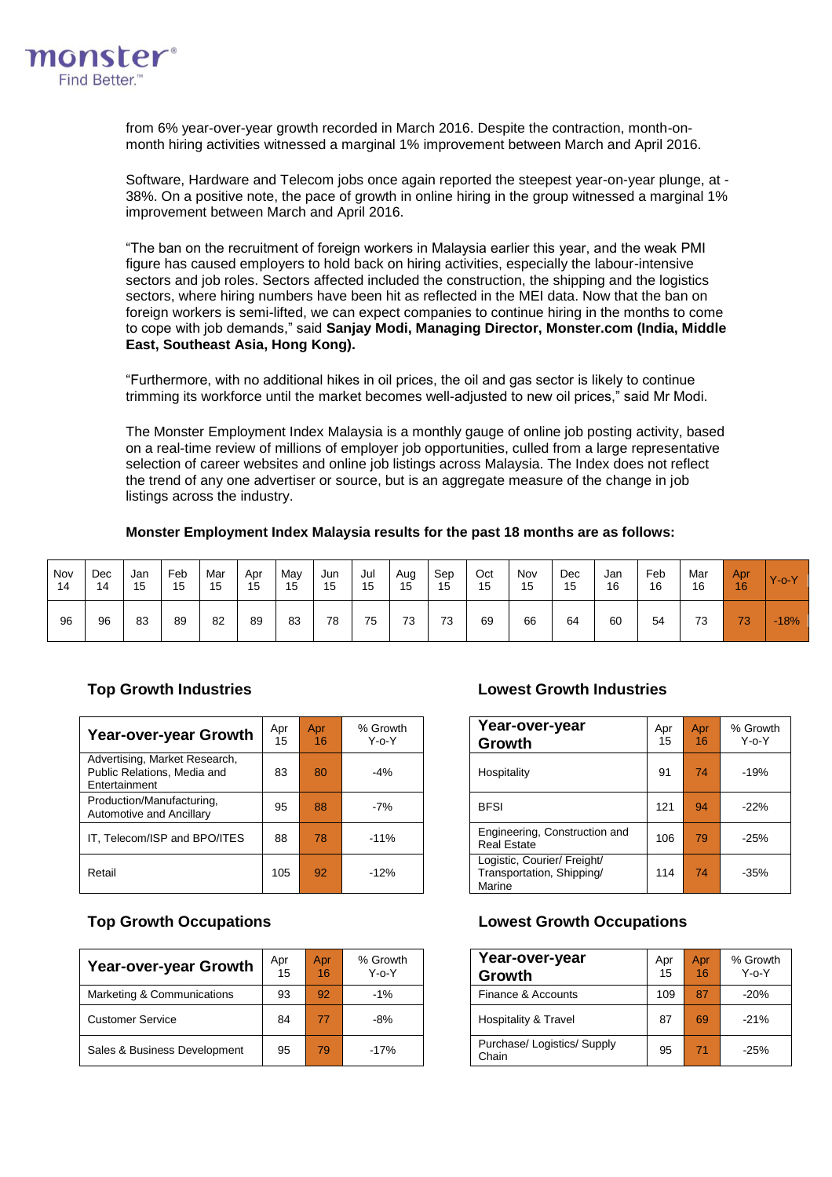from 6% year-over-year growth recorded in March 2016. Despite the contraction, month-on-month hiring activities witnessed a marginal 1% improvement between March and April 2016.

Software, Hardware and Telecom jobs once again reported the steepest year-on-year plunge, at -38%. On a positive note, the pace of growth in online hiring in the group witnessed a marginal 1% improvement between March and April 2016.

"The ban on the recruitment of foreign workers in Malaysia earlier this year, and the weak PMI figure has caused employers to hold back on hiring activities, especially the labour-intensive sectors and job roles. Sectors affected included the construction, the shipping and the logistics sectors, where hiring numbers have been hit as reflected in the MEI data. Now that the ban on foreign workers is semi-lifted, we can expect companies to continue hiring in the months to come to cope with job demands," said **Sanjay Modi, Managing Director, Monster.com (India, Middle East, Southeast Asia, Hong Kong).**

"Furthermore, with no additional hikes in oil prices, the oil and gas sector is likely to continue trimming its workforce until the market becomes well-adjusted to new oil prices," said Mr Modi.

The Monster Employment Index Malaysia is a monthly gauge of online job posting activity, based on a real-time review of millions of employer job opportunities, culled from a large representative selection of career websites and online job listings across Malaysia. The Index does not reflect the trend of any one advertiser or source, but is an aggregate measure of the change in job listings across the industry.

**Monster Employment Index Malaysia results for the past 18 months are as follows:**

| Nov 14 | Dec 14 | Jan 15 | Feb 15 | Mar 15 | Apr 15 | May 15 | Jun 15 | Jul 15 | Aug 15 | Sep 15 | Oct 15 | Nov 15 | Dec 15 | Jan 16 | Feb 16 | Mar 16 | Apr 16 | Y-o-Y |
|---|---|---|---|---|---|---|---|---|---|---|---|---|---|---|---|---|---|---|
| 96 | 96 | 83 | 89 | 82 | 89 | 83 | 78 | 75 | 73 | 73 | 69 | 66 | 64 | 60 | 54 | 73 | 73 | -18% |

### Top Growth Industries

| Year-over-year Growth | Apr 15 | Apr 16 | % Growth Y-o-Y |
|---|---|---|---|
| Advertising, Market Research, Public Relations, Media and Entertainment | 83 | 80 | -4% |
| Production/Manufacturing, Automotive and Ancillary | 95 | 88 | -7% |
| IT, Telecom/ISP and BPO/ITES | 88 | 78 | -11% |
| Retail | 105 | 92 | -12% |

### Lowest Growth Industries

| Year-over-year Growth | Apr 15 | Apr 16 | % Growth Y-o-Y |
|---|---|---|---|
| Hospitality | 91 | 74 | -19% |
| BFSI | 121 | 94 | -22% |
| Engineering, Construction and Real Estate | 106 | 79 | -25% |
| Logistic, Courier/ Freight/ Transportation, Shipping/ Marine | 114 | 74 | -35% |

### Top Growth Occupations

| Year-over-year Growth | Apr 15 | Apr 16 | % Growth Y-o-Y |
|---|---|---|---|
| Marketing & Communications | 93 | 92 | -1% |
| Customer Service | 84 | 77 | -8% |
| Sales & Business Development | 95 | 79 | -17% |

### Lowest Growth Occupations

| Year-over-year Growth | Apr 15 | Apr 16 | % Growth Y-o-Y |
|---|---|---|---|
| Finance & Accounts | 109 | 87 | -20% |
| Hospitality & Travel | 87 | 69 | -21% |
| Purchase/ Logistics/ Supply Chain | 95 | 71 | -25% |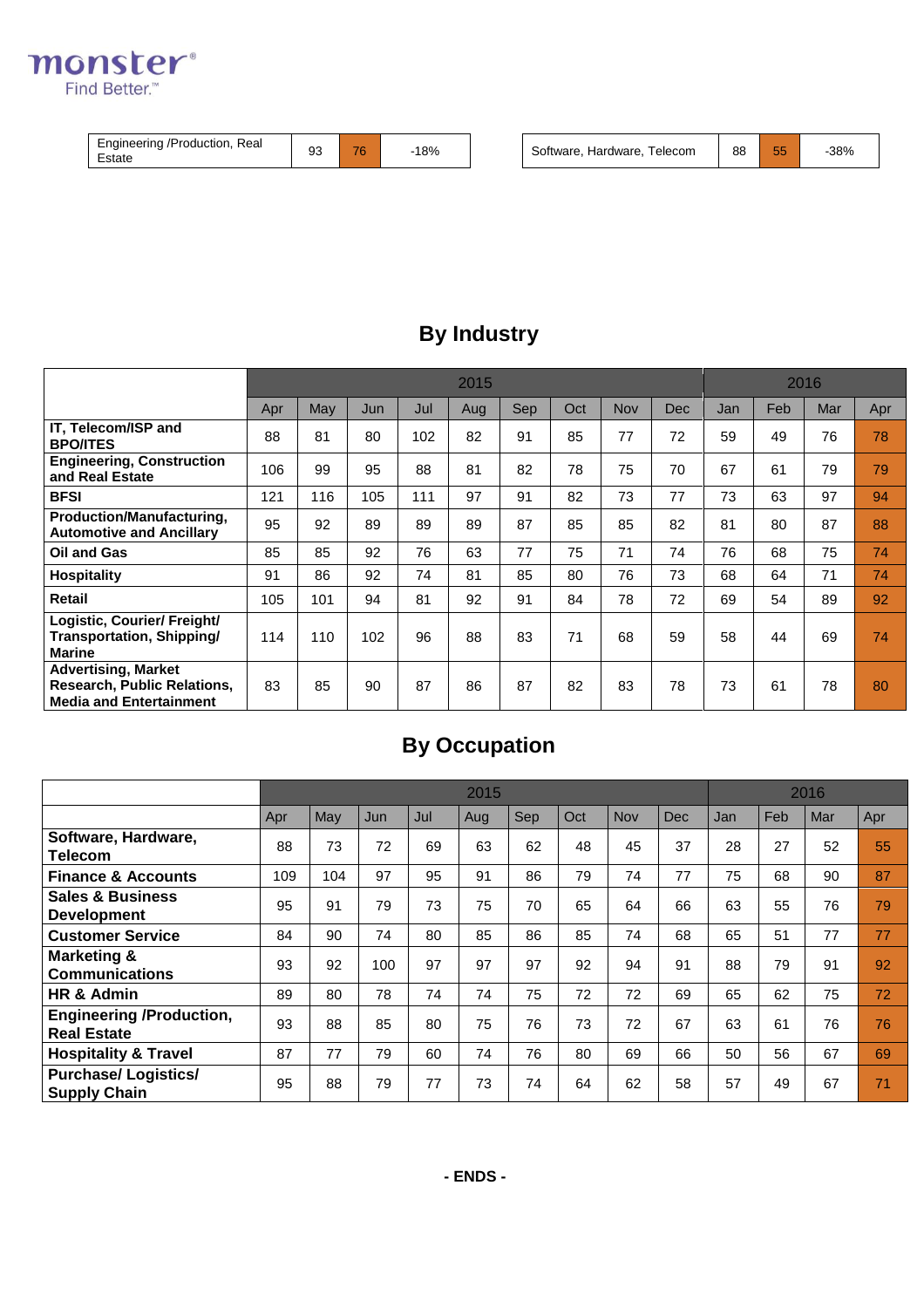| Engineering /Production, Real Estate | 93 | 76 | -18% |
|---|---|---|---|

| Software, Hardware, Telecom | 88 | 55 | -38% |
|---|---|---|---|

## By Industry

| | 2015 | | | | | | | | | 2016 | | | |
|---|---|---|---|---|---|---|---|---|---|---|---|---|---|
| | Apr | May | Jun | Jul | Aug | Sep | Oct | Nov | Dec | Jan | Feb | Mar | Apr |
| **IT, Telecom/ISP and BPO/ITES** | 88 | 81 | 80 | 102 | 82 | 91 | 85 | 77 | 72 | 59 | 49 | 76 | 78 |
| **Engineering, Construction and Real Estate** | 106 | 99 | 95 | 88 | 81 | 82 | 78 | 75 | 70 | 67 | 61 | 79 | 79 |
| **BFSI** | 121 | 116 | 105 | 111 | 97 | 91 | 82 | 73 | 77 | 73 | 63 | 97 | 94 |
| **Production/Manufacturing, Automotive and Ancillary** | 95 | 92 | 89 | 89 | 89 | 87 | 85 | 85 | 82 | 81 | 80 | 87 | 88 |
| **Oil and Gas** | 85 | 85 | 92 | 76 | 63 | 77 | 75 | 71 | 74 | 76 | 68 | 75 | 74 |
| **Hospitality** | 91 | 86 | 92 | 74 | 81 | 85 | 80 | 76 | 73 | 68 | 64 | 71 | 74 |
| **Retail** | 105 | 101 | 94 | 81 | 92 | 91 | 84 | 78 | 72 | 69 | 54 | 89 | 92 |
| **Logistic, Courier/ Freight/ Transportation, Shipping/ Marine** | 114 | 110 | 102 | 96 | 88 | 83 | 71 | 68 | 59 | 58 | 44 | 69 | 74 |
| **Advertising, Market Research, Public Relations, Media and Entertainment** | 83 | 85 | 90 | 87 | 86 | 87 | 82 | 83 | 78 | 73 | 61 | 78 | 80 |

## By Occupation

| | 2015 | | | | | | | | | 2016 | | | |
|---|---|---|---|---|---|---|---|---|---|---|---|---|---|
| | Apr | May | Jun | Jul | Aug | Sep | Oct | Nov | Dec | Jan | Feb | Mar | Apr |
| **Software, Hardware, Telecom** | 88 | 73 | 72 | 69 | 63 | 62 | 48 | 45 | 37 | 28 | 27 | 52 | 55 |
| **Finance & Accounts** | 109 | 104 | 97 | 95 | 91 | 86 | 79 | 74 | 77 | 75 | 68 | 90 | 87 |
| **Sales & Business Development** | 95 | 91 | 79 | 73 | 75 | 70 | 65 | 64 | 66 | 63 | 55 | 76 | 79 |
| **Customer Service** | 84 | 90 | 74 | 80 | 85 | 86 | 85 | 74 | 68 | 65 | 51 | 77 | 77 |
| **Marketing & Communications** | 93 | 92 | 100 | 97 | 97 | 97 | 92 | 94 | 91 | 88 | 79 | 91 | 92 |
| **HR & Admin** | 89 | 80 | 78 | 74 | 74 | 75 | 72 | 72 | 69 | 65 | 62 | 75 | 72 |
| **Engineering /Production, Real Estate** | 93 | 88 | 85 | 80 | 75 | 76 | 73 | 72 | 67 | 63 | 61 | 76 | 76 |
| **Hospitality & Travel** | 87 | 77 | 79 | 60 | 74 | 76 | 80 | 69 | 66 | 50 | 56 | 67 | 69 |
| **Purchase/ Logistics/ Supply Chain** | 95 | 88 | 79 | 77 | 73 | 74 | 64 | 62 | 58 | 57 | 49 | 67 | 71 |

**- ENDS -**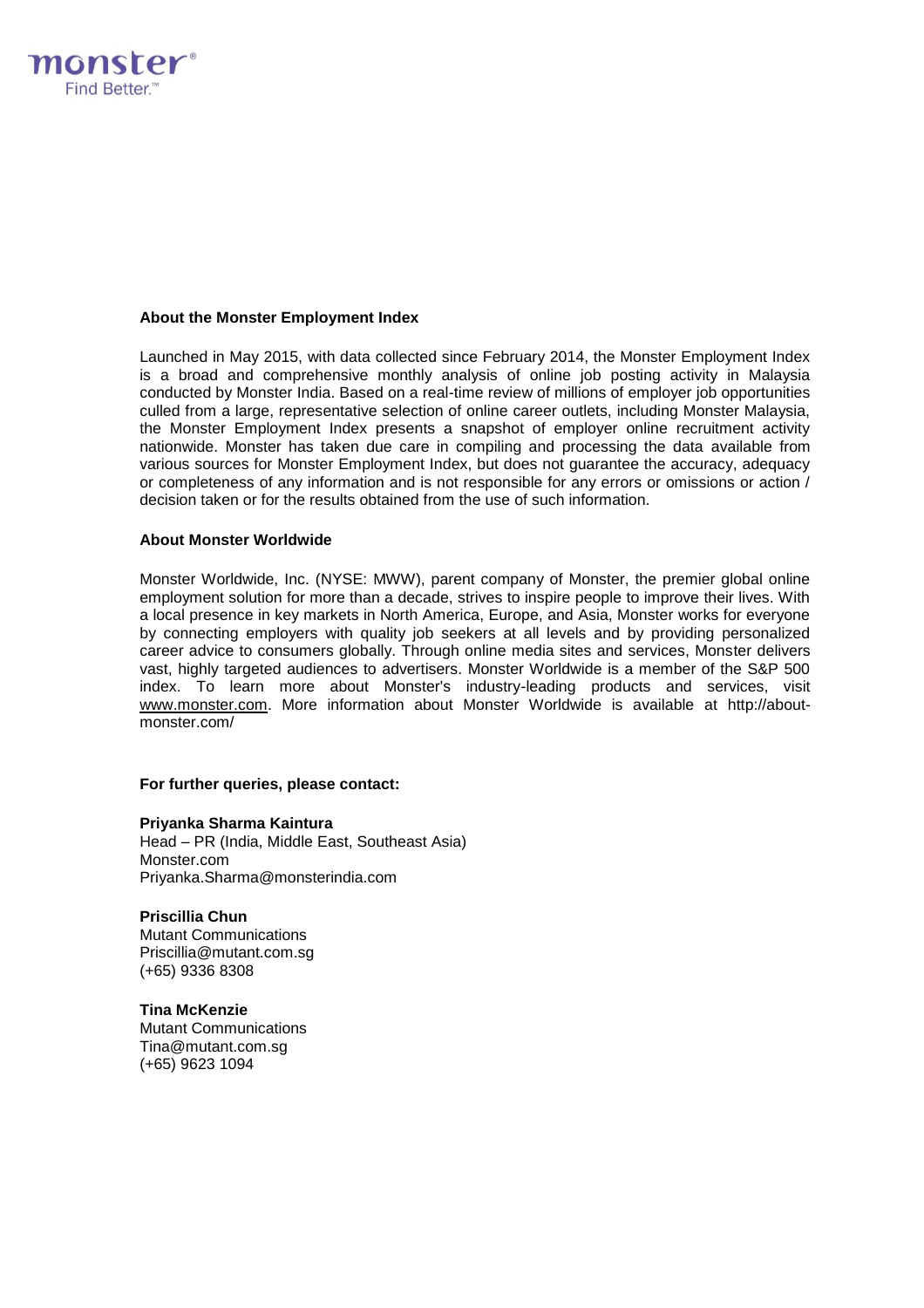**About the Monster Employment Index**

Launched in May 2015, with data collected since February 2014, the Monster Employment Index is a broad and comprehensive monthly analysis of online job posting activity in Malaysia conducted by Monster India. Based on a real-time review of millions of employer job opportunities culled from a large, representative selection of online career outlets, including Monster Malaysia, the Monster Employment Index presents a snapshot of employer online recruitment activity nationwide. Monster has taken due care in compiling and processing the data available from various sources for Monster Employment Index, but does not guarantee the accuracy, adequacy or completeness of any information and is not responsible for any errors or omissions or action / decision taken or for the results obtained from the use of such information.

**About Monster Worldwide**

Monster Worldwide, Inc. (NYSE: MWW), parent company of Monster, the premier global online employment solution for more than a decade, strives to inspire people to improve their lives. With a local presence in key markets in North America, Europe, and Asia, Monster works for everyone by connecting employers with quality job seekers at all levels and by providing personalized career advice to consumers globally. Through online media sites and services, Monster delivers vast, highly targeted audiences to advertisers. Monster Worldwide is a member of the S&P 500 index. To learn more about Monster's industry-leading products and services, visit www.monster.com. More information about Monster Worldwide is available at http://about-monster.com/

**For further queries, please contact:**

**Priyanka Sharma Kaintura**
Head – PR (India, Middle East, Southeast Asia)
Monster.com
Priyanka.Sharma@monsterindia.com

**Priscillia Chun**
Mutant Communications
Priscillia@mutant.com.sg
(+65) 9336 8308

**Tina McKenzie**
Mutant Communications
Tina@mutant.com.sg
(+65) 9623 1094